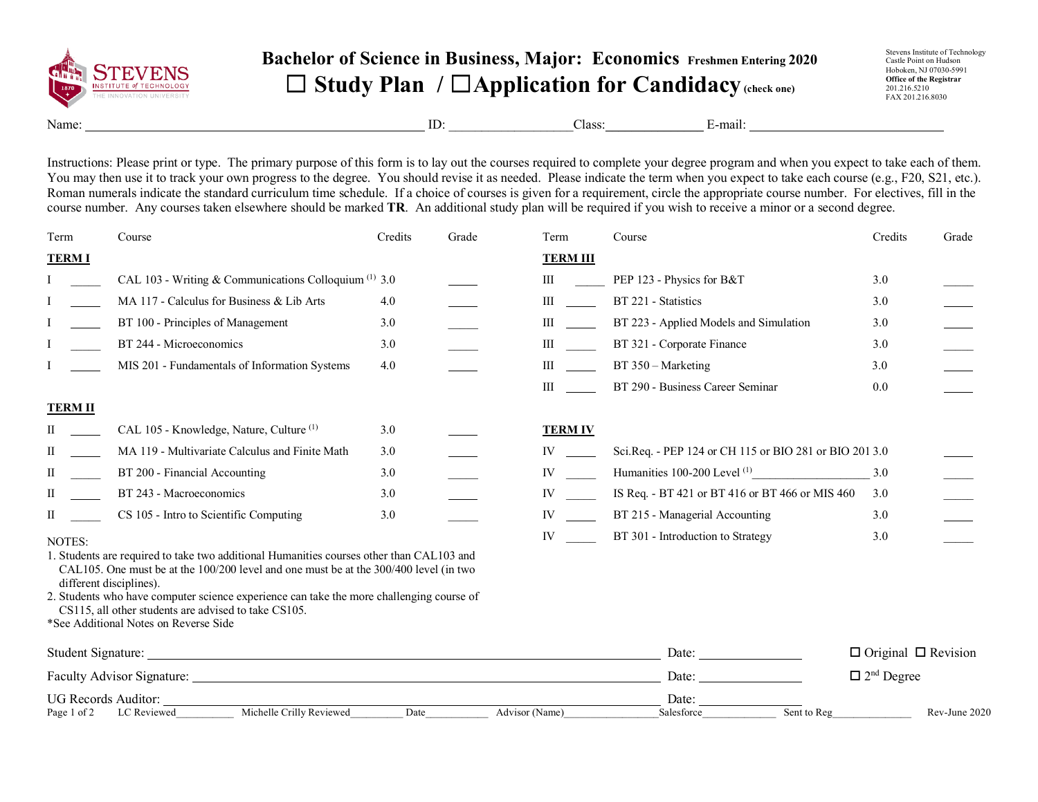Stevens Institute of Technology
Castle Point on Hudson
Hoboken, NJ 07030-5991
**Office of the Registrar**
201.216.5210
FAX 201.216.8030

# Bachelor of Science in Business, Major: Economics **Freshmen Entering 2020**

## ☐ Study Plan / ☐ Application for Candidacy (check one)

Name: ______________________ ID: __________ Class: ________ E-mail: ______________

Instructions: Please print or type. The primary purpose of this form is to lay out the courses required to complete your degree program and when you expect to take each of them. You may then use it to track your own progress to the degree. You should revise it as needed. Please indicate the term when you expect to take each course (e.g., F20, S21, etc.). Roman numerals indicate the standard curriculum time schedule. If a choice of courses is given for a requirement, circle the appropriate course number. For electives, fill in the course number. Any courses taken elsewhere should be marked **TR**. An additional study plan will be required if you wish to receive a minor or a second degree.

| Term | | Course | Credits | Grade |
|---|---|---|---|---|
| **TERM I** | | | | |
| I | _____ | CAL 103 - Writing & Communications Colloquium (1) | 3.0 | _____ |
| I | _____ | MA 117 - Calculus for Business & Lib Arts | 4.0 | _____ |
| I | _____ | BT 100 - Principles of Management | 3.0 | _____ |
| I | _____ | BT 244 - Microeconomics | 3.0 | _____ |
| I | _____ | MIS 201 - Fundamentals of Information Systems | 4.0 | _____ |
| **TERM II** | | | | |
| II | _____ | CAL 105 - Knowledge, Nature, Culture (1) | 3.0 | _____ |
| II | _____ | MA 119 - Multivariate Calculus and Finite Math | 3.0 | _____ |
| II | _____ | BT 200 - Financial Accounting | 3.0 | _____ |
| II | _____ | BT 243 - Macroeconomics | 3.0 | _____ |
| II | _____ | CS 105 - Intro to Scientific Computing | 3.0 | _____ |
| **TERM III** | | | | |
| III | _____ | PEP 123 - Physics for B&T | 3.0 | _____ |
| III | _____ | BT 221 - Statistics | 3.0 | _____ |
| III | _____ | BT 223 - Applied Models and Simulation | 3.0 | _____ |
| III | _____ | BT 321 - Corporate Finance | 3.0 | _____ |
| III | _____ | BT 350 – Marketing | 3.0 | _____ |
| III | _____ | BT 290 - Business Career Seminar | 0.0 | _____ |
| **TERM IV** | | | | |
| IV | _____ | Sci.Req. - PEP 124 or CH 115 or BIO 281 or BIO 201 | 3.0 | _____ |
| IV | _____ | Humanities 100-200 Level (1) __________________ | 3.0 | _____ |
| IV | _____ | IS Req. - BT 421 or BT 416 or BT 466 or MIS 460 | 3.0 | _____ |
| IV | _____ | BT 215 - Managerial Accounting | 3.0 | _____ |
| IV | _____ | BT 301 - Introduction to Strategy | 3.0 | _____ |

NOTES:
1. Students are required to take two additional Humanities courses other than CAL103 and CAL105. One must be at the 100/200 level and one must be at the 300/400 level (in two different disciplines).
2. Students who have computer science experience can take the more challenging course of CS115, all other students are advised to take CS105.

*See Additional Notes on Reverse Side

Student Signature: ______________________________ Date: __________ ☐ Original ☐ Revision

Faculty Advisor Signature: ______________________________ Date: __________ ☐ 2nd Degree

UG Records Auditor: ______________________________ Date: __________

LC Reviewed__________ Michelle Crilly Reviewed__________ Date__________ Advisor (Name)______________ Salesforce__________ Sent to Reg__________ Rev-June 2020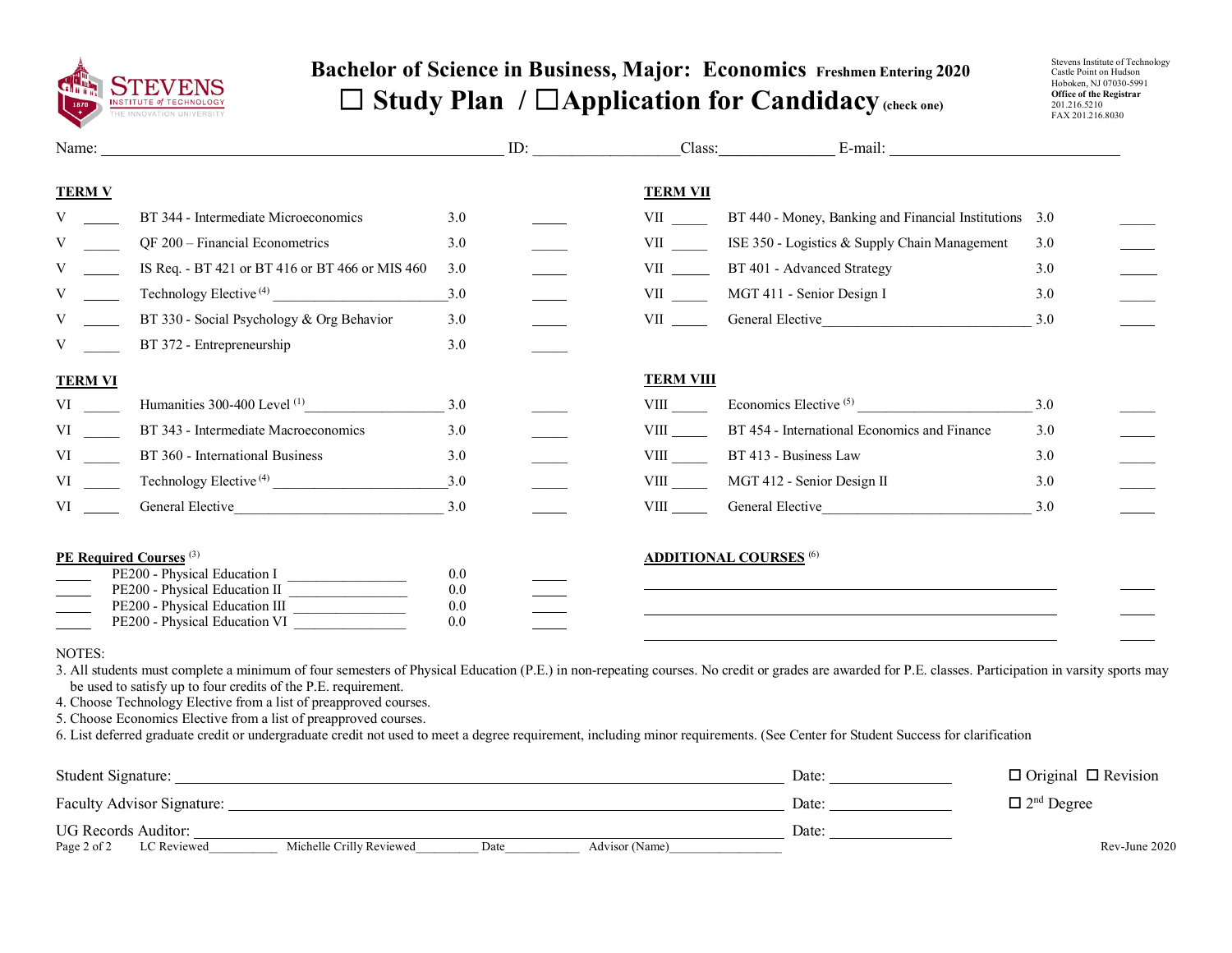# Bachelor of Science in Business, Major: Economics Freshmen Entering 2020

## ☐ Study Plan / ☐ Application for Candidacy (check one)

Stevens Institute of Technology
Castle Point on Hudson
Hoboken, NJ 07030-5991
**Office of the Registrar**
201.216.5210
FAX 201.216.8030

Name: ____________________ ID: ____________ Class: ____________ E-mail: ____________________

### TERM V

| | | | | |
|---|---|---|---|---|
| V | _____ | BT 344 - Intermediate Microeconomics | 3.0 | _____ |
| V | _____ | QF 200 – Financial Econometrics | 3.0 | _____ |
| V | _____ | IS Req. - BT 421 or BT 416 or BT 466 or MIS 460 | 3.0 | _____ |
| V | _____ | Technology Elective (4) ____________________ | 3.0 | _____ |
| V | _____ | BT 330 - Social Psychology & Org Behavior | 3.0 | _____ |
| V | _____ | BT 372 - Entrepreneurship | 3.0 | _____ |

### TERM VI

| | | | | |
|---|---|---|---|---|
| VI | _____ | Humanities 300-400 Level (1) ____________________ | 3.0 | _____ |
| VI | _____ | BT 343 - Intermediate Macroeconomics | 3.0 | _____ |
| VI | _____ | BT 360 - International Business | 3.0 | _____ |
| VI | _____ | Technology Elective (4) ____________________ | 3.0 | _____ |
| VI | _____ | General Elective ____________________ | 3.0 | _____ |

### TERM VII

| | | | | |
|---|---|---|---|---|
| VII | _____ | BT 440 - Money, Banking and Financial Institutions | 3.0 | _____ |
| VII | _____ | ISE 350 - Logistics & Supply Chain Management | 3.0 | _____ |
| VII | _____ | BT 401 - Advanced Strategy | 3.0 | _____ |
| VII | _____ | MGT 411 - Senior Design I | 3.0 | _____ |
| VII | _____ | General Elective ____________________ | 3.0 | _____ |

### TERM VIII

| | | | | |
|---|---|---|---|---|
| VIII | _____ | Economics Elective (5) ____________________ | 3.0 | _____ |
| VIII | _____ | BT 454 - International Economics and Finance | 3.0 | _____ |
| VIII | _____ | BT 413 - Business Law | 3.0 | _____ |
| VIII | _____ | MGT 412 - Senior Design II | 3.0 | _____ |
| VIII | _____ | General Elective ____________________ | 3.0 | _____ |

### PE Required Courses (3)

| | | | |
|---|---|---|---|
| _____ | PE200 - Physical Education I ______________ | 0.0 | _____ |
| _____ | PE200 - Physical Education II ______________ | 0.0 | _____ |
| _____ | PE200 - Physical Education III ______________ | 0.0 | _____ |
| _____ | PE200 - Physical Education VI ______________ | 0.0 | _____ |

### ADDITIONAL COURSES (6)

| | |
|---|---|
| ________________________________________ | _____ |
| ________________________________________ | _____ |
| ________________________________________ | _____ |

NOTES:
3. All students must complete a minimum of four semesters of Physical Education (P.E.) in non-repeating courses. No credit or grades are awarded for P.E. classes. Participation in varsity sports may be used to satisfy up to four credits of the P.E. requirement.
4. Choose Technology Elective from a list of preapproved courses.
5. Choose Economics Elective from a list of preapproved courses.
6. List deferred graduate credit or undergraduate credit not used to meet a degree requirement, including minor requirements. (See Center for Student Success for clarification

Student Signature: ________________________________ Date: ____________ ☐ Original ☐ Revision

Faculty Advisor Signature: ________________________________ Date: ____________ ☐ 2nd Degree

UG Records Auditor: ________________________________ Date: ____________

LC Reviewed__________ Michelle Crilly Reviewed_________ Date___________ Advisor (Name)_________________

Rev-June 2020